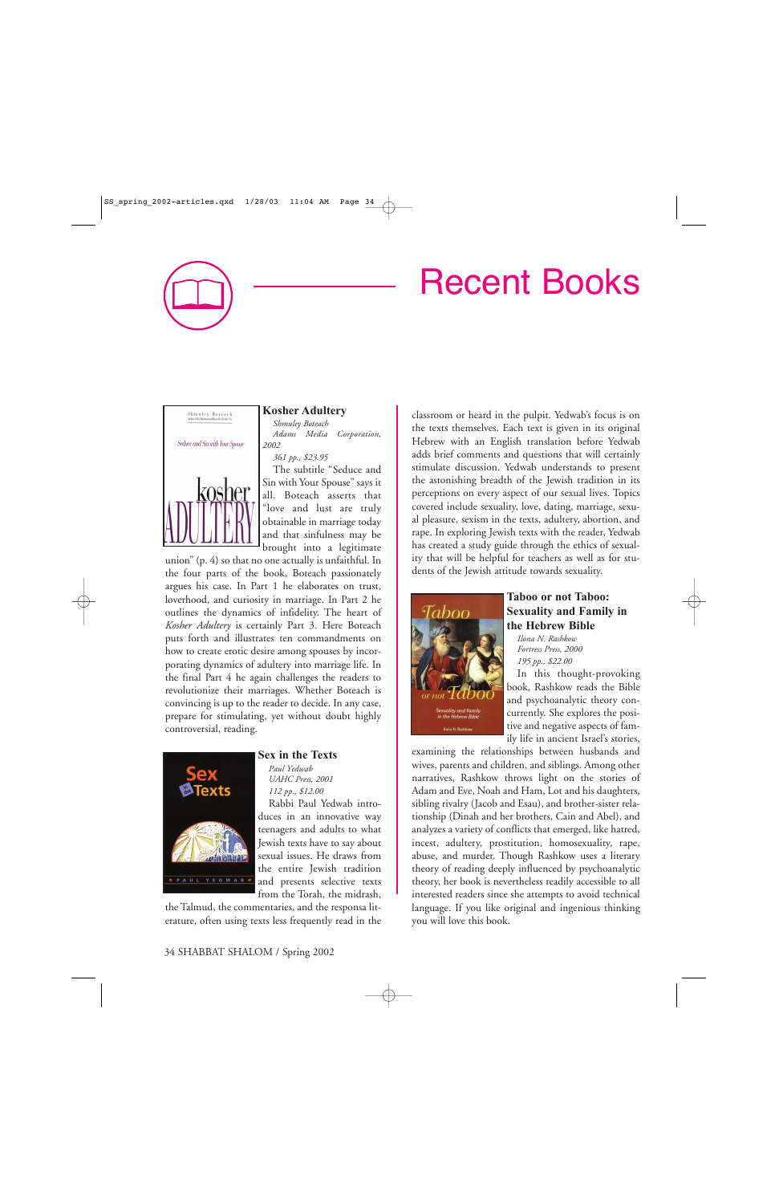# Recent Books

### Kosher Adultery

*Shmuley Boteach*
*Adams Media Corporation, 2002*
*361 pp., $23.95*

The subtitle "Seduce and Sin with Your Spouse" says it all. Boteach asserts that "love and lust are truly obtainable in marriage today and that sinfulness may be brought into a legitimate union" (p. 4) so that no one actually is unfaithful. In the four parts of the book, Boteach passionately argues his case. In Part 1 he elaborates on trust, loverhood, and curiosity in marriage. In Part 2 he outlines the dynamics of infidelity. The heart of *Kosher Adultery* is certainly Part 3. Here Boteach puts forth and illustrates ten commandments on how to create erotic desire among spouses by incorporating dynamics of adultery into marriage life. In the final Part 4 he again challenges the readers to revolutionize their marriages. Whether Boteach is convincing is up to the reader to decide. In any case, prepare for stimulating, yet without doubt highly controversial, reading.

### Sex in the Texts

*Paul Yedwab*
*UAHC Press, 2001*
*112 pp., $12.00*

Rabbi Paul Yedwab introduces in an innovative way teenagers and adults to what Jewish texts have to say about sexual issues. He draws from the entire Jewish tradition and presents selective texts from the Torah, the midrash, the Talmud, the commentaries, and the responsa literature, often using texts less frequently read in the classroom or heard in the pulpit. Yedwab's focus is on the texts themselves. Each text is given in its original Hebrew with an English translation before Yedwab adds brief comments and questions that will certainly stimulate discussion. Yedwab understands to present the astonishing breadth of the Jewish tradition in its perceptions on every aspect of our sexual lives. Topics covered include sexuality, love, dating, marriage, sexual pleasure, sexism in the texts, adultery, abortion, and rape. In exploring Jewish texts with the reader, Yedwab has created a study guide through the ethics of sexuality that will be helpful for teachers as well as for students of the Jewish attitude towards sexuality.

### Taboo or not Taboo: Sexuality and Family in the Hebrew Bible

*Ilona N. Rashkow*
*Fortress Press, 2000*
*195 pp., $22.00*

In this thought-provoking book, Rashkow reads the Bible and psychoanalytic theory concurrently. She explores the positive and negative aspects of family life in ancient Israel's stories, examining the relationships between husbands and wives, parents and children, and siblings. Among other narratives, Rashkow throws light on the stories of Adam and Eve, Noah and Ham, Lot and his daughters, sibling rivalry (Jacob and Esau), and brother-sister relationship (Dinah and her brothers, Cain and Abel), and analyzes a variety of conflicts that emerged, like hatred, incest, adultery, prostitution, homosexuality, rape, abuse, and murder. Though Rashkow uses a literary theory of reading deeply influenced by psychoanalytic theory, her book is nevertheless readily accessible to all interested readers since she attempts to avoid technical language. If you like original and ingenious thinking you will love this book.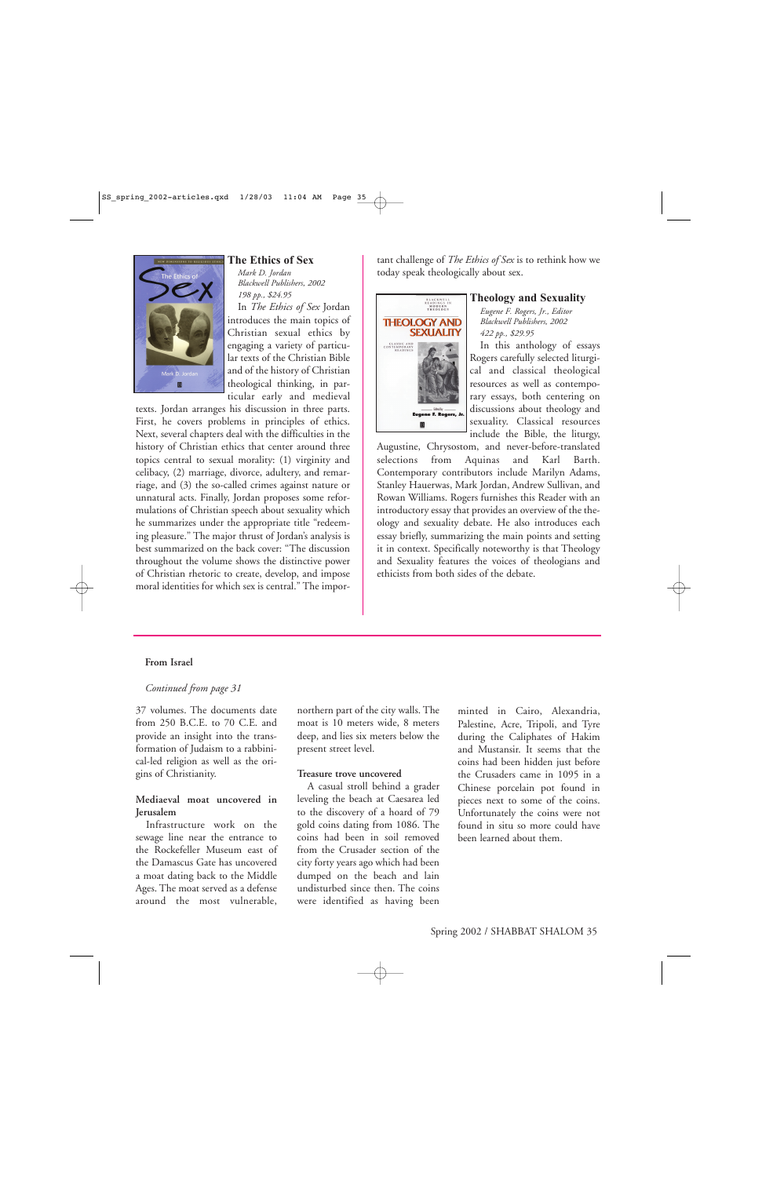### The Ethics of Sex

*Mark D. Jordan*
*Blackwell Publishers, 2002*
*198 pp., $24.95*

In *The Ethics of Sex* Jordan introduces the main topics of Christian sexual ethics by engaging a variety of particular texts of the Christian Bible and of the history of Christian theological thinking, in particular early and medieval texts. Jordan arranges his discussion in three parts. First, he covers problems in principles of ethics. Next, several chapters deal with the difficulties in the history of Christian ethics that center around three topics central to sexual morality: (1) virginity and celibacy, (2) marriage, divorce, adultery, and remarriage, and (3) the so-called crimes against nature or unnatural acts. Finally, Jordan proposes some reformulations of Christian speech about sexuality which he summarizes under the appropriate title "redeeming pleasure." The major thrust of Jordan's analysis is best summarized on the back cover: "The discussion throughout the volume shows the distinctive power of Christian rhetoric to create, develop, and impose moral identities for which sex is central." The important challenge of *The Ethics of Sex* is to rethink how we today speak theologically about sex.

### Theology and Sexuality

*Eugene F. Rogers, Jr., Editor*
*Blackwell Publishers, 2002*
*422 pp., $29.95*

In this anthology of essays Rogers carefully selected liturgical and classical theological resources as well as contemporary essays, both centering on discussions about theology and sexuality. Classical resources include the Bible, the liturgy, Augustine, Chrysostom, and never-before-translated selections from Aquinas and Karl Barth. Contemporary contributors include Marilyn Adams, Stanley Hauerwas, Mark Jordan, Andrew Sullivan, and Rowan Williams. Rogers furnishes this Reader with an introductory essay that provides an overview of the theology and sexuality debate. He also introduces each essay briefly, summarizing the main points and setting it in context. Specifically noteworthy is that Theology and Sexuality features the voices of theologians and ethicists from both sides of the debate.

---

**From Israel**

*Continued from page 31*

37 volumes. The documents date from 250 B.C.E. to 70 C.E. and provide an insight into the transformation of Judaism to a rabbinical-led religion as well as the origins of Christianity.

**Mediaeval moat uncovered in Jerusalem**

Infrastructure work on the sewage line near the entrance to the Rockefeller Museum east of the Damascus Gate has uncovered a moat dating back to the Middle Ages. The moat served as a defense around the most vulnerable, northern part of the city walls. The moat is 10 meters wide, 8 meters deep, and lies six meters below the present street level.

**Treasure trove uncovered**

A casual stroll behind a grader leveling the beach at Caesarea led to the discovery of a hoard of 79 gold coins dating from 1086. The coins had been in soil removed from the Crusader section of the city forty years ago which had been dumped on the beach and lain undisturbed since then. The coins were identified as having been minted in Cairo, Alexandria, Palestine, Acre, Tripoli, and Tyre during the Caliphates of Hakim and Mustansir. It seems that the coins had been hidden just before the Crusaders came in 1095 in a Chinese porcelain pot found in pieces next to some of the coins. Unfortunately the coins were not found in situ so more could have been learned about them.